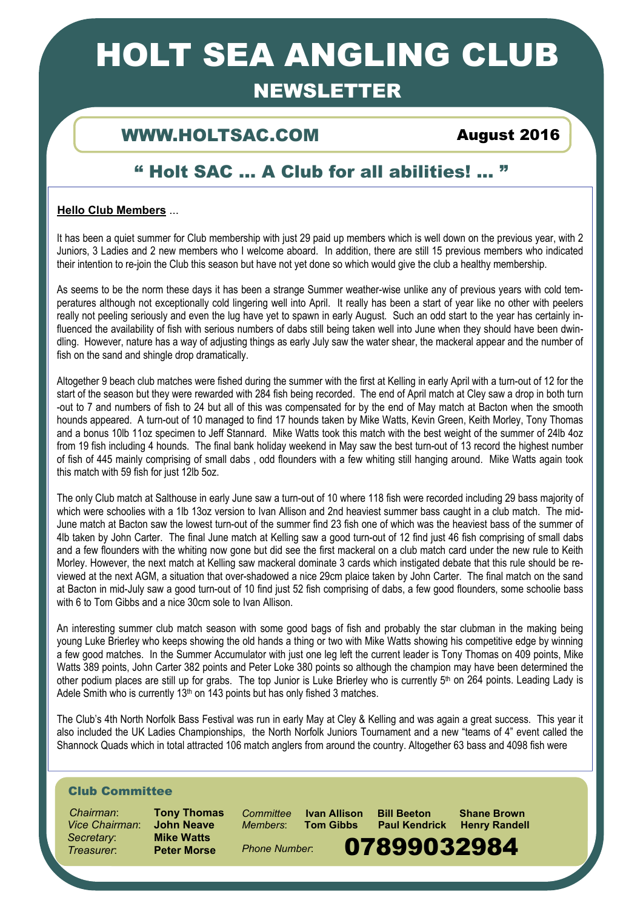# HOLT SEA ANGLING CLUB

## NEWSLETTER

**WWW.HOLTSAC.COM** — **August 2016**

### " Holt SAC … A Club for all abilities! … "

**Hello Club Members** …

It has been a quiet summer for Club membership with just 29 paid up members which is well down on the previous year, with 2 Juniors, 3 Ladies and 2 new members who I welcome aboard. In addition, there are still 15 previous members who indicated their intention to re-join the Club this season but have not yet done so which would give the club a healthy membership.

As seems to be the norm these days it has been a strange Summer weather-wise unlike any of previous years with cold temperatures although not exceptionally cold lingering well into April. It really has been a start of year like no other with peelers really not peeling seriously and even the lug have yet to spawn in early August. Such an odd start to the year has certainly influenced the availability of fish with serious numbers of dabs still being taken well into June when they should have been dwindling. However, nature has a way of adjusting things as early July saw the water shear, the mackeral appear and the number of fish on the sand and shingle drop dramatically.

Altogether 9 beach club matches were fished during the summer with the first at Kelling in early April with a turn-out of 12 for the start of the season but they were rewarded with 284 fish being recorded. The end of April match at Cley saw a drop in both turn-out to 7 and numbers of fish to 24 but all of this was compensated for by the end of May match at Bacton when the smooth hounds appeared. A turn-out of 10 managed to find 17 hounds taken by Mike Watts, Kevin Green, Keith Morley, Tony Thomas and a bonus 10lb 11oz specimen to Jeff Stannard. Mike Watts took this match with the best weight of the summer of 24lb 4oz from 19 fish including 4 hounds. The final bank holiday weekend in May saw the best turn-out of 13 record the highest number of fish of 445 mainly comprising of small dabs , odd flounders with a few whiting still hanging around. Mike Watts again took this match with 59 fish for just 12lb 5oz.

The only Club match at Salthouse in early June saw a turn-out of 10 where 118 fish were recorded including 29 bass majority of which were schoolies with a 1lb 13oz version to Ivan Allison and 2nd heaviest summer bass caught in a club match. The mid-June match at Bacton saw the lowest turn-out of the summer find 23 fish one of which was the heaviest bass of the summer of 4lb taken by John Carter. The final June match at Kelling saw a good turn-out of 12 find just 46 fish comprising of small dabs and a few flounders with the whiting now gone but did see the first mackeral on a club match card under the new rule to Keith Morley. However, the next match at Kelling saw mackeral dominate 3 cards which instigated debate that this rule should be reviewed at the next AGM, a situation that over-shadowed a nice 29cm plaice taken by John Carter. The final match on the sand at Bacton in mid-July saw a good turn-out of 10 find just 52 fish comprising of dabs, a few good flounders, some schoolie bass with 6 to Tom Gibbs and a nice 30cm sole to Ivan Allison.

An interesting summer club match season with some good bags of fish and probably the star clubman in the making being young Luke Brierley who keeps showing the old hands a thing or two with Mike Watts showing his competitive edge by winning a few good matches. In the Summer Accumulator with just one leg left the current leader is Tony Thomas on 409 points, Mike Watts 389 points, John Carter 382 points and Peter Loke 380 points so although the champion may have been determined the other podium places are still up for grabs. The top Junior is Luke Brierley who is currently 5th on 264 points. Leading Lady is Adele Smith who is currently 13th on 143 points but has only fished 3 matches.

The Club's 4th North Norfolk Bass Festival was run in early May at Cley & Kelling and was again a great success. This year it also included the UK Ladies Championships, the North Norfolk Juniors Tournament and a new "teams of 4" event called the Shannock Quads which in total attracted 106 match anglers from around the country. Altogether 63 bass and 4098 fish were

### Club Committee

*Chairman*: **Tony Thomas**
*Vice Chairman*: **John Neave**
*Secretary*: **Mike Watts**
*Treasurer*: **Peter Morse**

*Committee Members*: **Ivan Allison**, **Tom Gibbs**, **Bill Beeton**, **Paul Kendrick**, **Shane Brown**, **Henry Randell**

*Phone Number*: **07899032984**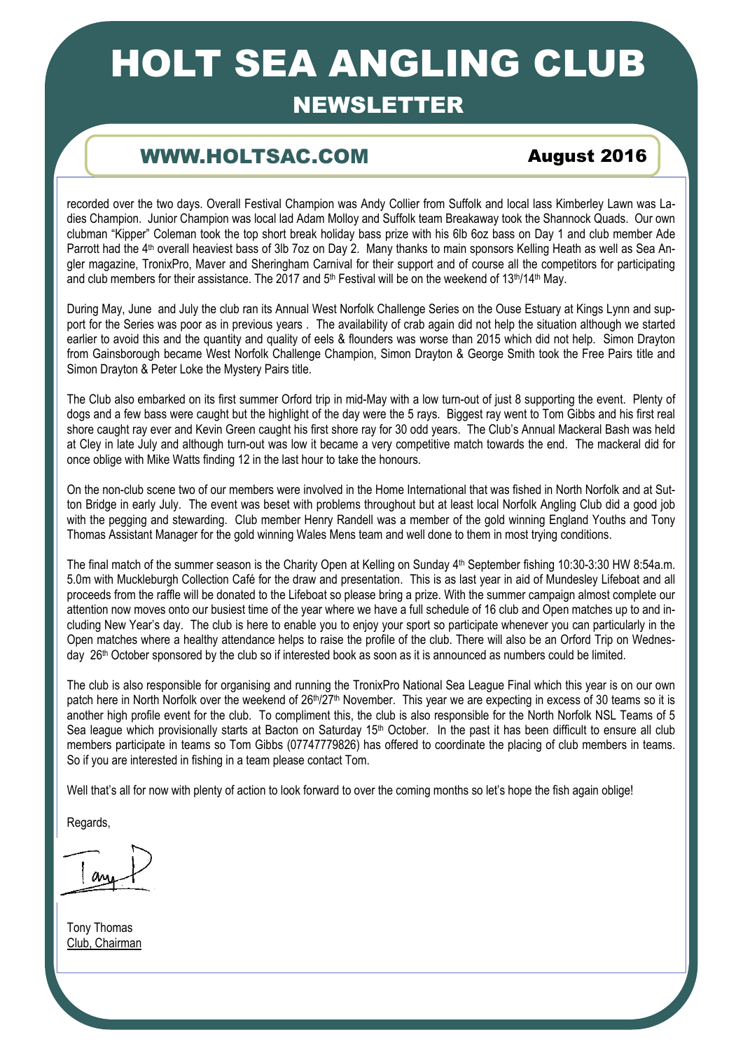# HOLT SEA ANGLING CLUB

## NEWSLETTER

### WWW.HOLTSAC.COM — August 2016

recorded over the two days. Overall Festival Champion was Andy Collier from Suffolk and local lass Kimberley Lawn was Ladies Champion. Junior Champion was local lad Adam Molloy and Suffolk team Breakaway took the Shannock Quads. Our own clubman "Kipper" Coleman took the top short break holiday bass prize with his 6lb 6oz bass on Day 1 and club member Ade Parrott had the 4th overall heaviest bass of 3lb 7oz on Day 2. Many thanks to main sponsors Kelling Heath as well as Sea Angler magazine, TronixPro, Maver and Sheringham Carnival for their support and of course all the competitors for participating and club members for their assistance. The 2017 and 5th Festival will be on the weekend of 13th/14th May.

During May, June and July the club ran its Annual West Norfolk Challenge Series on the Ouse Estuary at Kings Lynn and support for the Series was poor as in previous years . The availability of crab again did not help the situation although we started earlier to avoid this and the quantity and quality of eels & flounders was worse than 2015 which did not help. Simon Drayton from Gainsborough became West Norfolk Challenge Champion, Simon Drayton & George Smith took the Free Pairs title and Simon Drayton & Peter Loke the Mystery Pairs title.

The Club also embarked on its first summer Orford trip in mid-May with a low turn-out of just 8 supporting the event. Plenty of dogs and a few bass were caught but the highlight of the day were the 5 rays. Biggest ray went to Tom Gibbs and his first real shore caught ray ever and Kevin Green caught his first shore ray for 30 odd years. The Club's Annual Mackeral Bash was held at Cley in late July and although turn-out was low it became a very competitive match towards the end. The mackeral did for once oblige with Mike Watts finding 12 in the last hour to take the honours.

On the non-club scene two of our members were involved in the Home International that was fished in North Norfolk and at Sutton Bridge in early July. The event was beset with problems throughout but at least local Norfolk Angling Club did a good job with the pegging and stewarding. Club member Henry Randell was a member of the gold winning England Youths and Tony Thomas Assistant Manager for the gold winning Wales Mens team and well done to them in most trying conditions.

The final match of the summer season is the Charity Open at Kelling on Sunday 4th September fishing 10:30-3:30 HW 8:54a.m. 5.0m with Muckleburgh Collection Café for the draw and presentation. This is as last year in aid of Mundesley Lifeboat and all proceeds from the raffle will be donated to the Lifeboat so please bring a prize. With the summer campaign almost complete our attention now moves onto our busiest time of the year where we have a full schedule of 16 club and Open matches up to and including New Year's day. The club is here to enable you to enjoy your sport so participate whenever you can particularly in the Open matches where a healthy attendance helps to raise the profile of the club. There will also be an Orford Trip on Wednesday 26th October sponsored by the club so if interested book as soon as it is announced as numbers could be limited.

The club is also responsible for organising and running the TronixPro National Sea League Final which this year is on our own patch here in North Norfolk over the weekend of 26th/27th November. This year we are expecting in excess of 30 teams so it is another high profile event for the club. To compliment this, the club is also responsible for the North Norfolk NSL Teams of 5 Sea league which provisionally starts at Bacton on Saturday 15th October. In the past it has been difficult to ensure all club members participate in teams so Tom Gibbs (07747779826) has offered to coordinate the placing of club members in teams. So if you are interested in fishing in a team please contact Tom.

Well that's all for now with plenty of action to look forward to over the coming months so let's hope the fish again oblige!

Regards,

Tony T

Tony Thomas
Club, Chairman